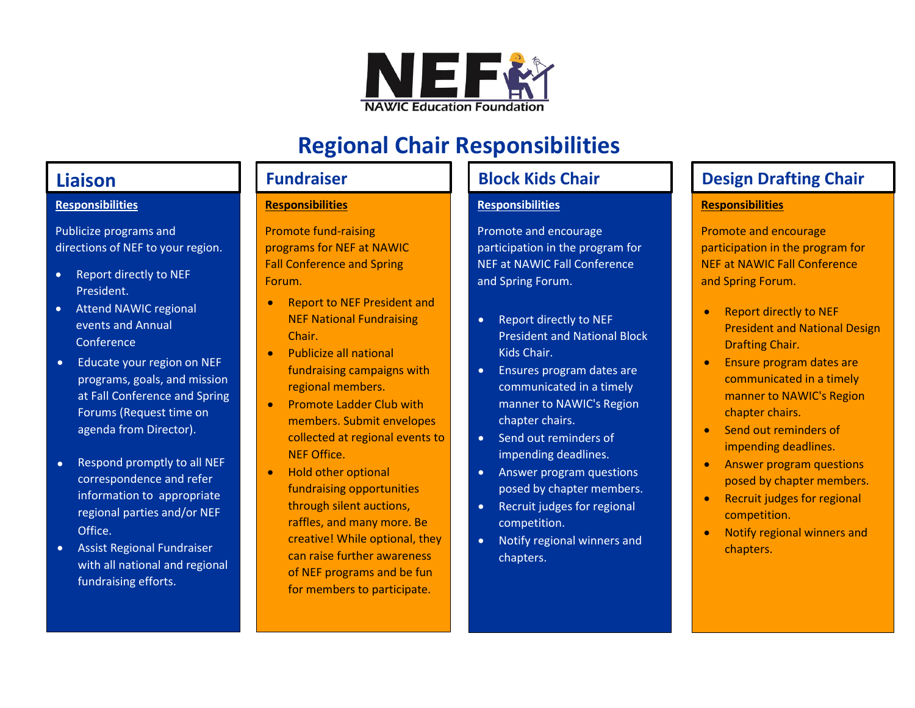NEF

NAWIC Education Foundation

# Regional Chair Responsibilities

## Liaison

**Responsibilities**

Publicize programs and directions of NEF to your region.

- Report directly to NEF President.
- Attend NAWIC regional events and Annual Conference
- Educate your region on NEF programs, goals, and mission at Fall Conference and Spring Forums (Request time on agenda from Director).
- Respond promptly to all NEF correspondence and refer information to appropriate regional parties and/or NEF Office.
- Assist Regional Fundraiser with all national and regional fundraising efforts.

## Fundraiser

**Responsibilities**

Promote fund-raising programs for NEF at NAWIC Fall Conference and Spring Forum.

- Report to NEF President and NEF National Fundraising Chair.
- Publicize all national fundraising campaigns with regional members.
- Promote Ladder Club with members. Submit envelopes collected at regional events to NEF Office.
- Hold other optional fundraising opportunities through silent auctions, raffles, and many more. Be creative! While optional, they can raise further awareness of NEF programs and be fun for members to participate.

## Block Kids Chair

**Responsibilities**

Promote and encourage participation in the program for NEF at NAWIC Fall Conference and Spring Forum.

- Report directly to NEF President and National Block Kids Chair.
- Ensures program dates are communicated in a timely manner to NAWIC's Region chapter chairs.
- Send out reminders of impending deadlines.
- Answer program questions posed by chapter members.
- Recruit judges for regional competition.
- Notify regional winners and chapters.

## Design Drafting Chair

**Responsibilities**

Promote and encourage participation in the program for NEF at NAWIC Fall Conference and Spring Forum.

- Report directly to NEF President and National Design Drafting Chair.
- Ensure program dates are communicated in a timely manner to NAWIC's Region chapter chairs.
- Send out reminders of impending deadlines.
- Answer program questions posed by chapter members.
- Recruit judges for regional competition.
- Notify regional winners and chapters.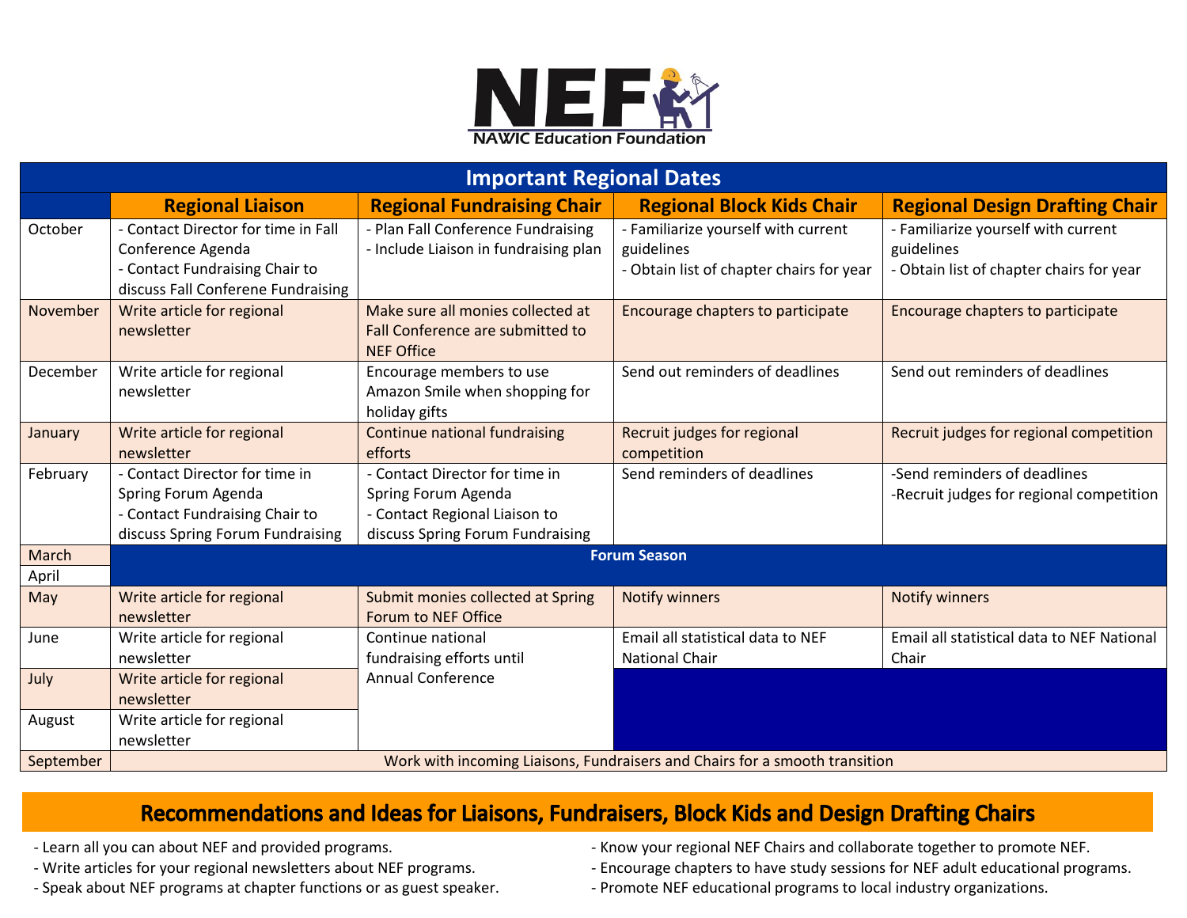# NEF

NAWIC Education Foundation

## Important Regional Dates

| | Regional Liaison | Regional Fundraising Chair | Regional Block Kids Chair | Regional Design Drafting Chair |
|---|---|---|---|---|
| October | - Contact Director for time in Fall Conference Agenda<br>- Contact Fundraising Chair to discuss Fall Conferene Fundraising | - Plan Fall Conference Fundraising<br>- Include Liaison in fundraising plan | - Familiarize yourself with current guidelines<br>- Obtain list of chapter chairs for year | - Familiarize yourself with current guidelines<br>- Obtain list of chapter chairs for year |
| November | Write article for regional newsletter | Make sure all monies collected at Fall Conference are submitted to NEF Office | Encourage chapters to participate | Encourage chapters to participate |
| December | Write article for regional newsletter | Encourage members to use Amazon Smile when shopping for holiday gifts | Send out reminders of deadlines | Send out reminders of deadlines |
| January | Write article for regional newsletter | Continue national fundraising efforts | Recruit judges for regional competition | Recruit judges for regional competition |
| February | - Contact Director for time in Spring Forum Agenda<br>- Contact Fundraising Chair to discuss Spring Forum Fundraising | - Contact Director for time in Spring Forum Agenda<br>- Contact Regional Liaison to discuss Spring Forum Fundraising | Send reminders of deadlines | -Send reminders of deadlines<br>-Recruit judges for regional competition |
| March | Forum Season | | | |
| April | | | | |
| May | Write article for regional newsletter | Submit monies collected at Spring Forum to NEF Office | Notify winners | Notify winners |
| June | Write article for regional newsletter | Continue national fundraising efforts until Annual Conference | Email all statistical data to NEF National Chair | Email all statistical data to NEF National Chair |
| July | Write article for regional newsletter | | | |
| August | Write article for regional newsletter | | | |
| September | Work with incoming Liaisons, Fundraisers and Chairs for a smooth transition | | | |

## Recommendations and Ideas for Liaisons, Fundraisers, Block Kids and Design Drafting Chairs

- Learn all you can about NEF and provided programs.
- Write articles for your regional newsletters about NEF programs.
- Speak about NEF programs at chapter functions or as guest speaker.
- Know your regional NEF Chairs and collaborate together to promote NEF.
- Encourage chapters to have study sessions for NEF adult educational programs.
- Promote NEF educational programs to local industry organizations.